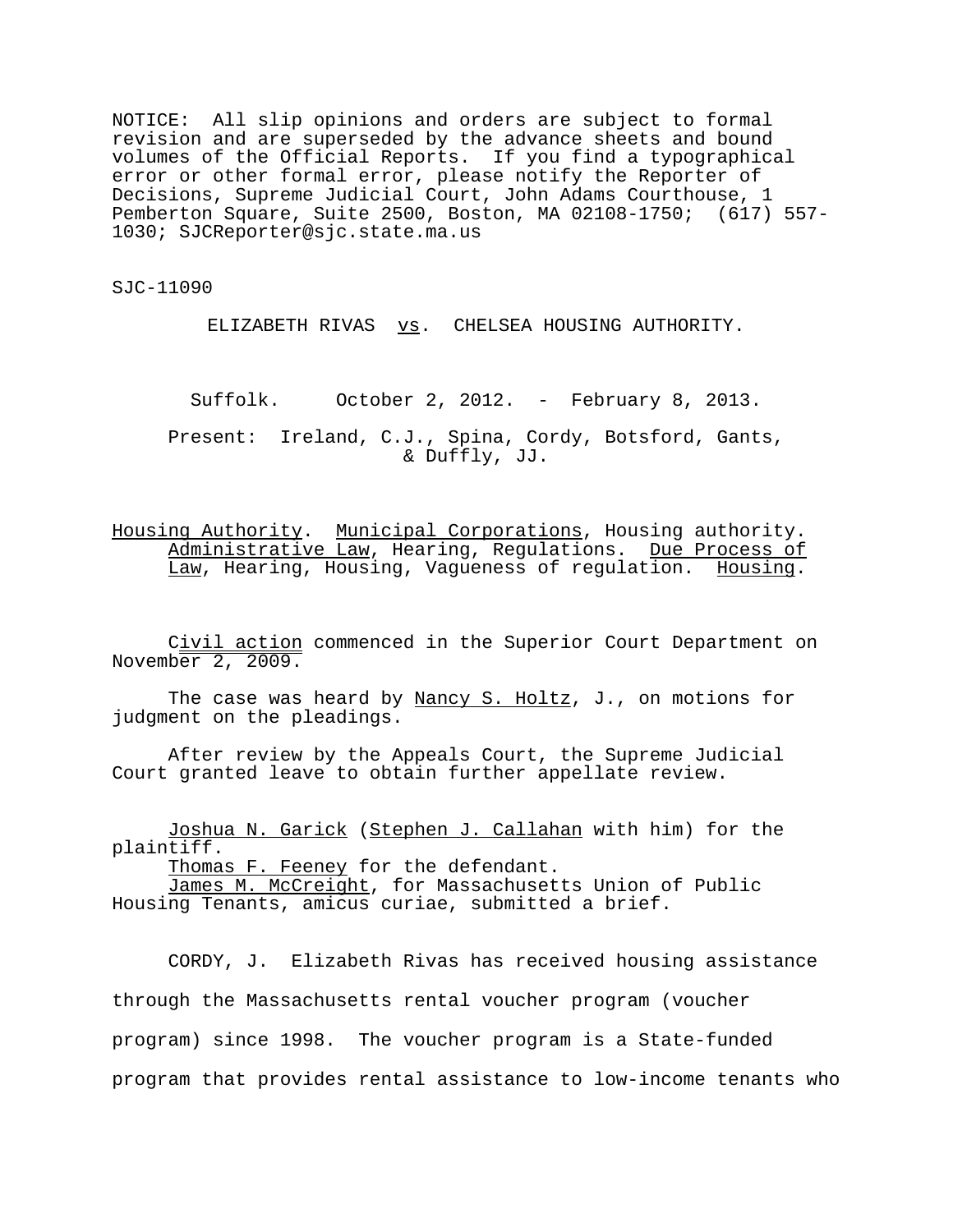NOTICE: All slip opinions and orders are subject to formal revision and are superseded by the advance sheets and bound volumes of the Official Reports. If you find a typographical error or other formal error, please notify the Reporter of Decisions, Supreme Judicial Court, John Adams Courthouse, 1 Pemberton Square, Suite 2500, Boston, MA 02108-1750; (617) 557-1030; SJCReporter@sjc.state.ma.us

SJC-11090

ELIZABETH RIVAS vs. CHELSEA HOUSING AUTHORITY.

Suffolk. October 2, 2012. - February 8, 2013.

Present: Ireland, C.J., Spina, Cordy, Botsford, Gants, & Duffly, JJ.

Housing Authority. Municipal Corporations, Housing authority. Administrative Law, Hearing, Regulations. Due Process of Law, Hearing, Housing, Vagueness of regulation. Housing.

Civil action commenced in the Superior Court Department on November 2, 2009.

The case was heard by Nancy S. Holtz, J., on motions for judgment on the pleadings.

After review by the Appeals Court, the Supreme Judicial Court granted leave to obtain further appellate review.

Joshua N. Garick (Stephen J. Callahan with him) for the plaintiff.
Thomas F. Feeney for the defendant.
James M. McCreight, for Massachusetts Union of Public Housing Tenants, amicus curiae, submitted a brief.

CORDY, J. Elizabeth Rivas has received housing assistance through the Massachusetts rental voucher program (voucher program) since 1998. The voucher program is a State-funded program that provides rental assistance to low-income tenants who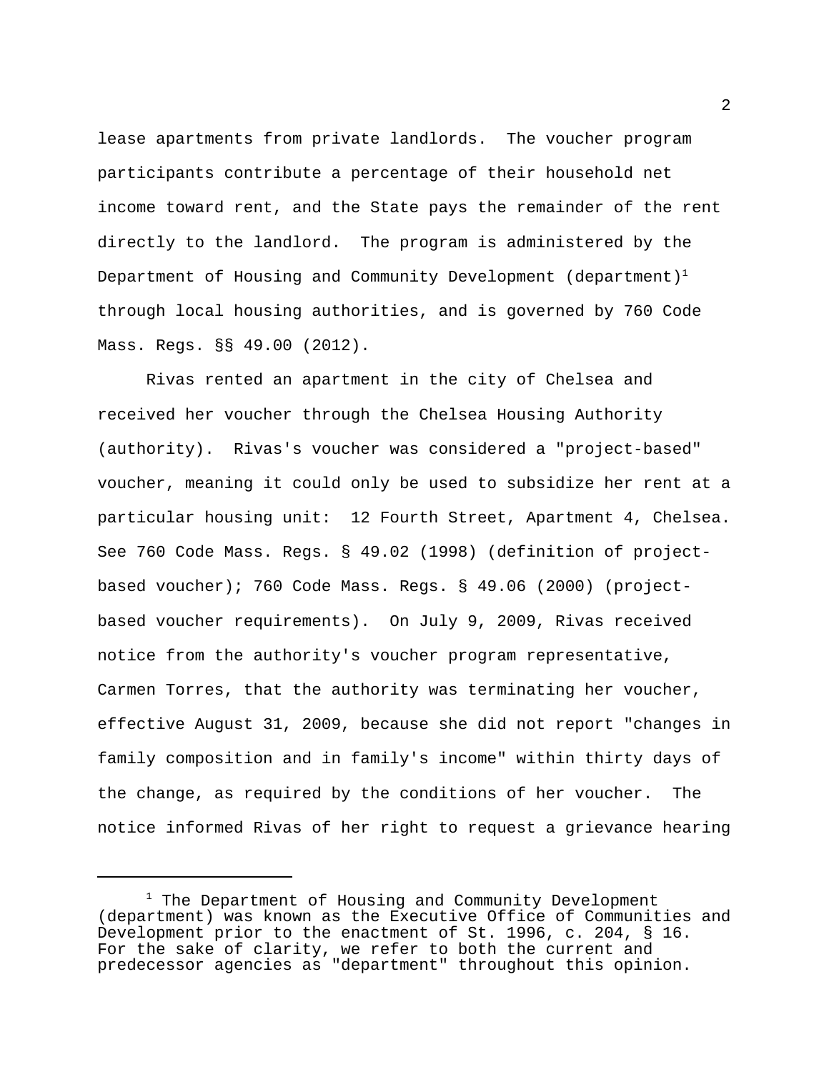lease apartments from private landlords. The voucher program participants contribute a percentage of their household net income toward rent, and the State pays the remainder of the rent directly to the landlord. The program is administered by the Department of Housing and Community Development (department)[1] through local housing authorities, and is governed by 760 Code Mass. Regs. §§ 49.00 (2012).

Rivas rented an apartment in the city of Chelsea and received her voucher through the Chelsea Housing Authority (authority). Rivas's voucher was considered a "project-based" voucher, meaning it could only be used to subsidize her rent at a particular housing unit: 12 Fourth Street, Apartment 4, Chelsea. See 760 Code Mass. Regs. § 49.02 (1998) (definition of project-based voucher); 760 Code Mass. Regs. § 49.06 (2000) (project-based voucher requirements). On July 9, 2009, Rivas received notice from the authority's voucher program representative, Carmen Torres, that the authority was terminating her voucher, effective August 31, 2009, because she did not report "changes in family composition and in family's income" within thirty days of the change, as required by the conditions of her voucher. The notice informed Rivas of her right to request a grievance hearing

---

[1] The Department of Housing and Community Development (department) was known as the Executive Office of Communities and Development prior to the enactment of St. 1996, c. 204, § 16. For the sake of clarity, we refer to both the current and predecessor agencies as "department" throughout this opinion.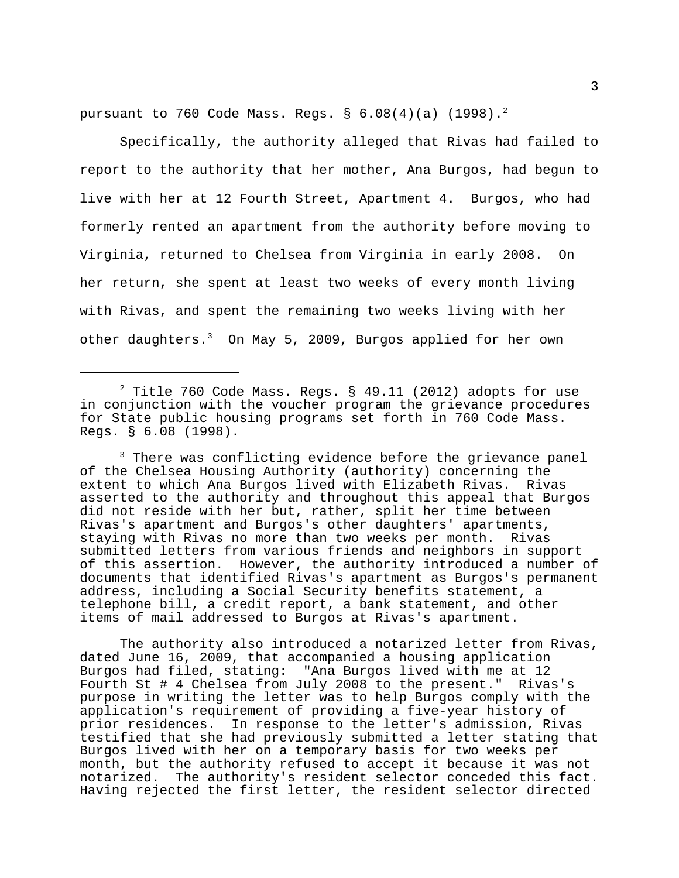pursuant to 760 Code Mass. Regs. § 6.08(4)(a) (1998).[2]

Specifically, the authority alleged that Rivas had failed to report to the authority that her mother, Ana Burgos, had begun to live with her at 12 Fourth Street, Apartment 4. Burgos, who had formerly rented an apartment from the authority before moving to Virginia, returned to Chelsea from Virginia in early 2008. On her return, she spent at least two weeks of every month living with Rivas, and spent the remaining two weeks living with her other daughters.[3] On May 5, 2009, Burgos applied for her own

---

[2] Title 760 Code Mass. Regs. § 49.11 (2012) adopts for use in conjunction with the voucher program the grievance procedures for State public housing programs set forth in 760 Code Mass. Regs. § 6.08 (1998).

[3] There was conflicting evidence before the grievance panel of the Chelsea Housing Authority (authority) concerning the extent to which Ana Burgos lived with Elizabeth Rivas. Rivas asserted to the authority and throughout this appeal that Burgos did not reside with her but, rather, split her time between Rivas's apartment and Burgos's other daughters' apartments, staying with Rivas no more than two weeks per month. Rivas submitted letters from various friends and neighbors in support of this assertion. However, the authority introduced a number of documents that identified Rivas's apartment as Burgos's permanent address, including a Social Security benefits statement, a telephone bill, a credit report, a bank statement, and other items of mail addressed to Burgos at Rivas's apartment.

The authority also introduced a notarized letter from Rivas, dated June 16, 2009, that accompanied a housing application Burgos had filed, stating: "Ana Burgos lived with me at 12 Fourth St # 4 Chelsea from July 2008 to the present." Rivas's purpose in writing the letter was to help Burgos comply with the application's requirement of providing a five-year history of prior residences. In response to the letter's admission, Rivas testified that she had previously submitted a letter stating that Burgos lived with her on a temporary basis for two weeks per month, but the authority refused to accept it because it was not notarized. The authority's resident selector conceded this fact. Having rejected the first letter, the resident selector directed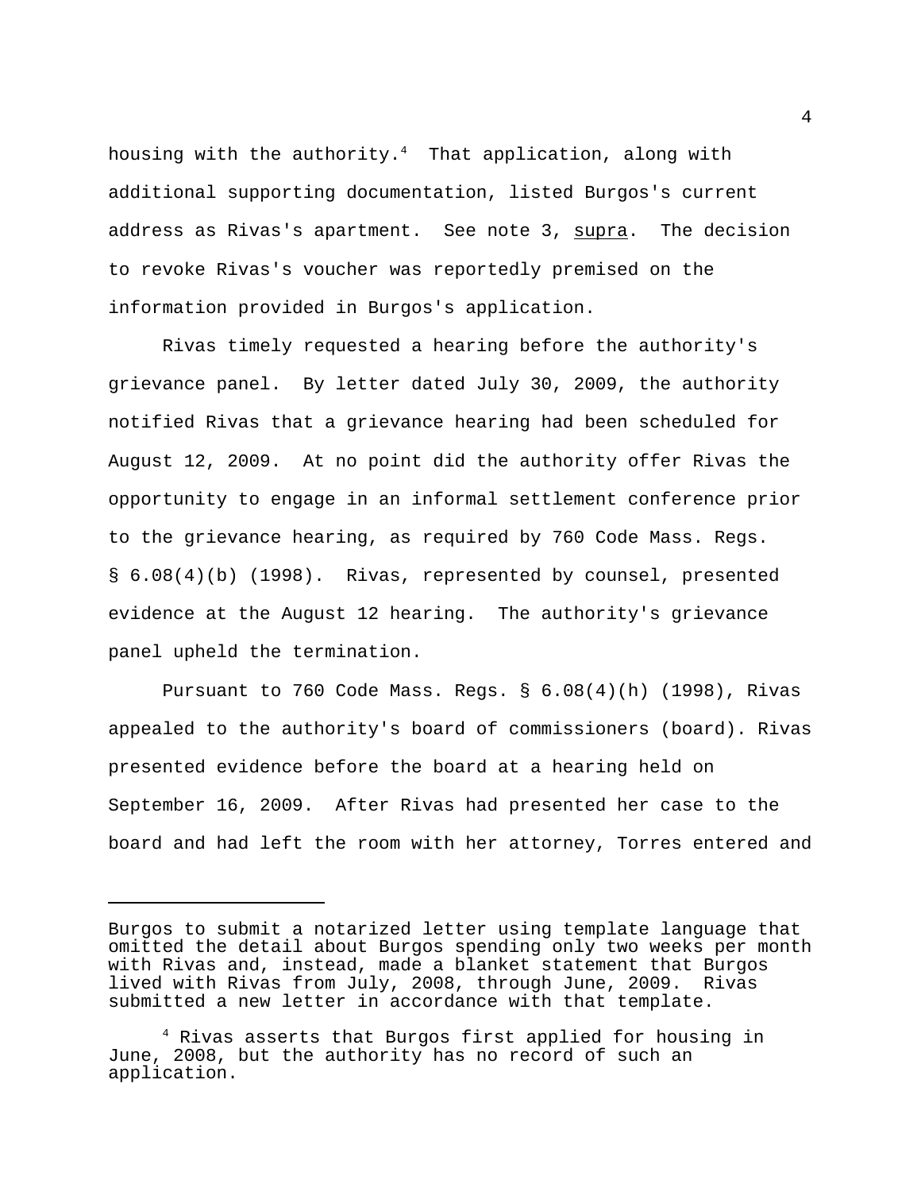housing with the authority.[4] That application, along with additional supporting documentation, listed Burgos's current address as Rivas's apartment. See note 3, supra. The decision to revoke Rivas's voucher was reportedly premised on the information provided in Burgos's application.

Rivas timely requested a hearing before the authority's grievance panel. By letter dated July 30, 2009, the authority notified Rivas that a grievance hearing had been scheduled for August 12, 2009. At no point did the authority offer Rivas the opportunity to engage in an informal settlement conference prior to the grievance hearing, as required by 760 Code Mass. Regs. § 6.08(4)(b) (1998). Rivas, represented by counsel, presented evidence at the August 12 hearing. The authority's grievance panel upheld the termination.

Pursuant to 760 Code Mass. Regs. § 6.08(4)(h) (1998), Rivas appealed to the authority's board of commissioners (board). Rivas presented evidence before the board at a hearing held on September 16, 2009. After Rivas had presented her case to the board and had left the room with her attorney, Torres entered and

---

Burgos to submit a notarized letter using template language that omitted the detail about Burgos spending only two weeks per month with Rivas and, instead, made a blanket statement that Burgos lived with Rivas from July, 2008, through June, 2009. Rivas submitted a new letter in accordance with that template.

[4] Rivas asserts that Burgos first applied for housing in June, 2008, but the authority has no record of such an application.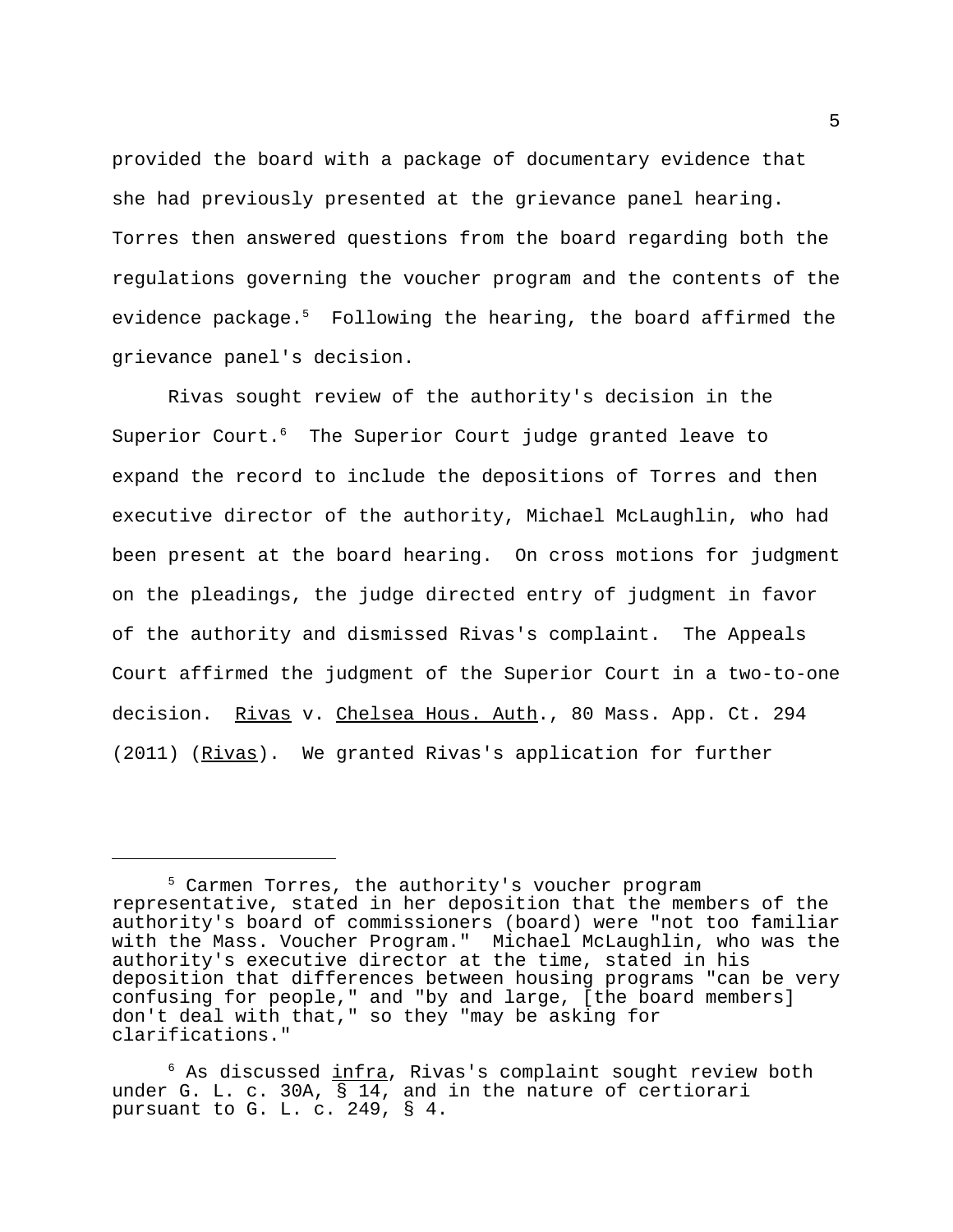provided the board with a package of documentary evidence that she had previously presented at the grievance panel hearing. Torres then answered questions from the board regarding both the regulations governing the voucher program and the contents of the evidence package.[5] Following the hearing, the board affirmed the grievance panel's decision.

Rivas sought review of the authority's decision in the Superior Court.[6] The Superior Court judge granted leave to expand the record to include the depositions of Torres and then executive director of the authority, Michael McLaughlin, who had been present at the board hearing. On cross motions for judgment on the pleadings, the judge directed entry of judgment in favor of the authority and dismissed Rivas's complaint. The Appeals Court affirmed the judgment of the Superior Court in a two-to-one decision. Rivas v. Chelsea Hous. Auth., 80 Mass. App. Ct. 294 (2011) (Rivas). We granted Rivas's application for further

---

[5] Carmen Torres, the authority's voucher program representative, stated in her deposition that the members of the authority's board of commissioners (board) were "not too familiar with the Mass. Voucher Program." Michael McLaughlin, who was the authority's executive director at the time, stated in his deposition that differences between housing programs "can be very confusing for people," and "by and large, [the board members] don't deal with that," so they "may be asking for clarifications."

[6] As discussed infra, Rivas's complaint sought review both under G. L. c. 30A, § 14, and in the nature of certiorari pursuant to G. L. c. 249, § 4.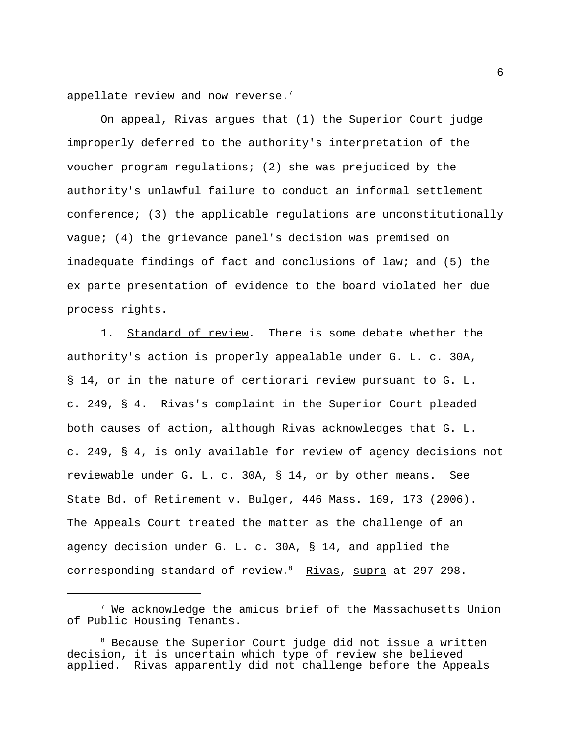appellate review and now reverse.[7]

On appeal, Rivas argues that (1) the Superior Court judge improperly deferred to the authority's interpretation of the voucher program regulations; (2) she was prejudiced by the authority's unlawful failure to conduct an informal settlement conference; (3) the applicable regulations are unconstitutionally vague; (4) the grievance panel's decision was premised on inadequate findings of fact and conclusions of law; and (5) the ex parte presentation of evidence to the board violated her due process rights.

1. Standard of review. There is some debate whether the authority's action is properly appealable under G. L. c. 30A, § 14, or in the nature of certiorari review pursuant to G. L. c. 249, § 4. Rivas's complaint in the Superior Court pleaded both causes of action, although Rivas acknowledges that G. L. c. 249, § 4, is only available for review of agency decisions not reviewable under G. L. c. 30A, § 14, or by other means. See State Bd. of Retirement v. Bulger, 446 Mass. 169, 173 (2006). The Appeals Court treated the matter as the challenge of an agency decision under G. L. c. 30A, § 14, and applied the corresponding standard of review.[8] Rivas, supra at 297-298.

---

[7] We acknowledge the amicus brief of the Massachusetts Union of Public Housing Tenants.

[8] Because the Superior Court judge did not issue a written decision, it is uncertain which type of review she believed applied. Rivas apparently did not challenge before the Appeals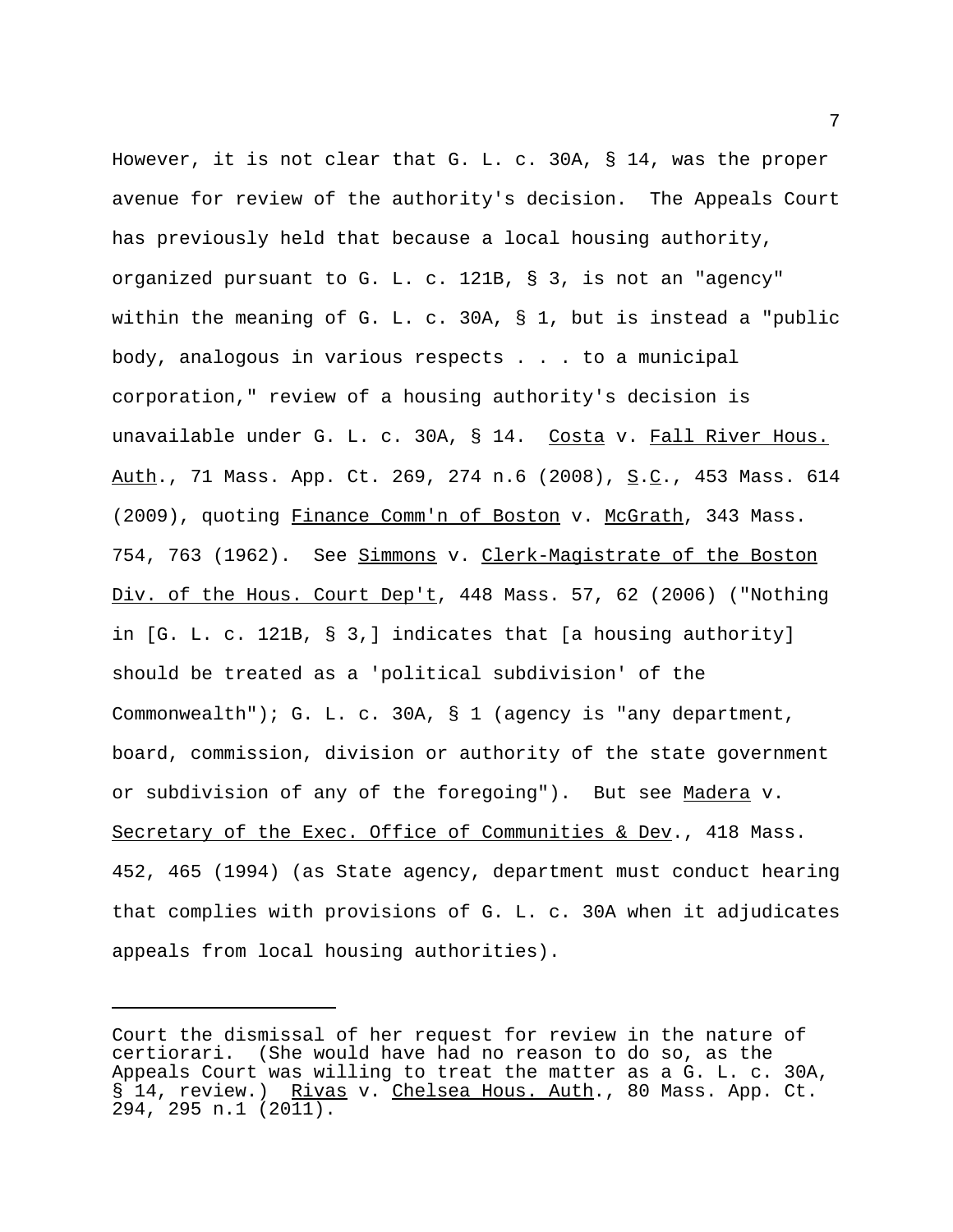However, it is not clear that G. L. c. 30A, § 14, was the proper avenue for review of the authority's decision. The Appeals Court has previously held that because a local housing authority, organized pursuant to G. L. c. 121B, § 3, is not an "agency" within the meaning of G. L. c. 30A, § 1, but is instead a "public body, analogous in various respects . . . to a municipal corporation," review of a housing authority's decision is unavailable under G. L. c. 30A, § 14. _Costa_ v. _Fall River Hous. Auth_., 71 Mass. App. Ct. 269, 274 n.6 (2008), _S.C_., 453 Mass. 614 (2009), quoting _Finance Comm'n of Boston_ v. _McGrath_, 343 Mass. 754, 763 (1962). See _Simmons_ v. _Clerk-Magistrate of the Boston Div. of the Hous. Court Dep't_, 448 Mass. 57, 62 (2006) ("Nothing in [G. L. c. 121B, § 3,] indicates that [a housing authority] should be treated as a 'political subdivision' of the Commonwealth"); G. L. c. 30A, § 1 (agency is "any department, board, commission, division or authority of the state government or subdivision of any of the foregoing"). But see _Madera_ v. _Secretary of the Exec. Office of Communities & Dev_., 418 Mass. 452, 465 (1994) (as State agency, department must conduct hearing that complies with provisions of G. L. c. 30A when it adjudicates appeals from local housing authorities).

---

Court the dismissal of her request for review in the nature of certiorari. (She would have had no reason to do so, as the Appeals Court was willing to treat the matter as a G. L. c. 30A, § 14, review.) _Rivas_ v. _Chelsea Hous. Auth_., 80 Mass. App. Ct. 294, 295 n.1 (2011).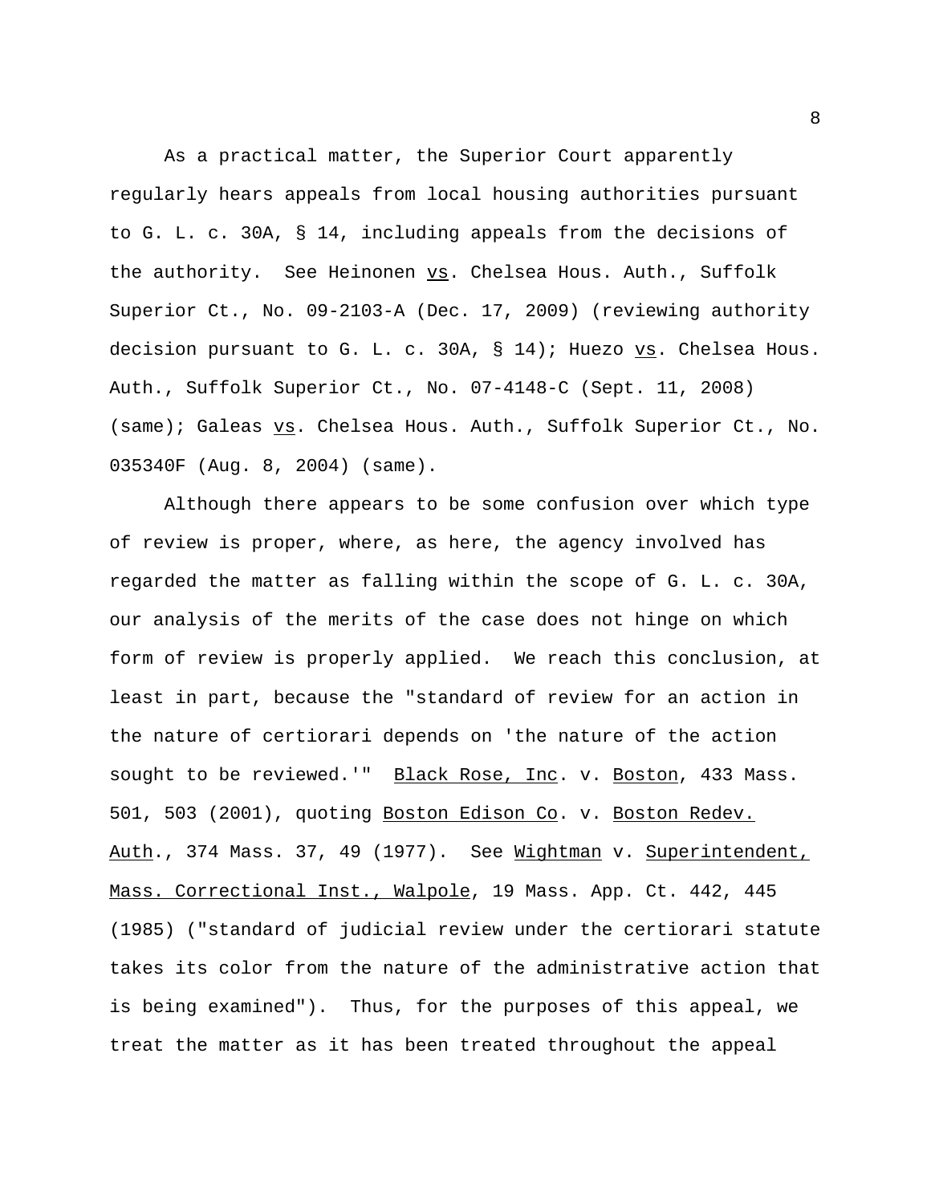As a practical matter, the Superior Court apparently regularly hears appeals from local housing authorities pursuant to G. L. c. 30A, § 14, including appeals from the decisions of the authority. See Heinonen vs. Chelsea Hous. Auth., Suffolk Superior Ct., No. 09-2103-A (Dec. 17, 2009) (reviewing authority decision pursuant to G. L. c. 30A, § 14); Huezo vs. Chelsea Hous. Auth., Suffolk Superior Ct., No. 07-4148-C (Sept. 11, 2008) (same); Galeas vs. Chelsea Hous. Auth., Suffolk Superior Ct., No. 035340F (Aug. 8, 2004) (same).

Although there appears to be some confusion over which type of review is proper, where, as here, the agency involved has regarded the matter as falling within the scope of G. L. c. 30A, our analysis of the merits of the case does not hinge on which form of review is properly applied. We reach this conclusion, at least in part, because the "standard of review for an action in the nature of certiorari depends on 'the nature of the action sought to be reviewed.'" Black Rose, Inc. v. Boston, 433 Mass. 501, 503 (2001), quoting Boston Edison Co. v. Boston Redev. Auth., 374 Mass. 37, 49 (1977). See Wightman v. Superintendent, Mass. Correctional Inst., Walpole, 19 Mass. App. Ct. 442, 445 (1985) ("standard of judicial review under the certiorari statute takes its color from the nature of the administrative action that is being examined"). Thus, for the purposes of this appeal, we treat the matter as it has been treated throughout the appeal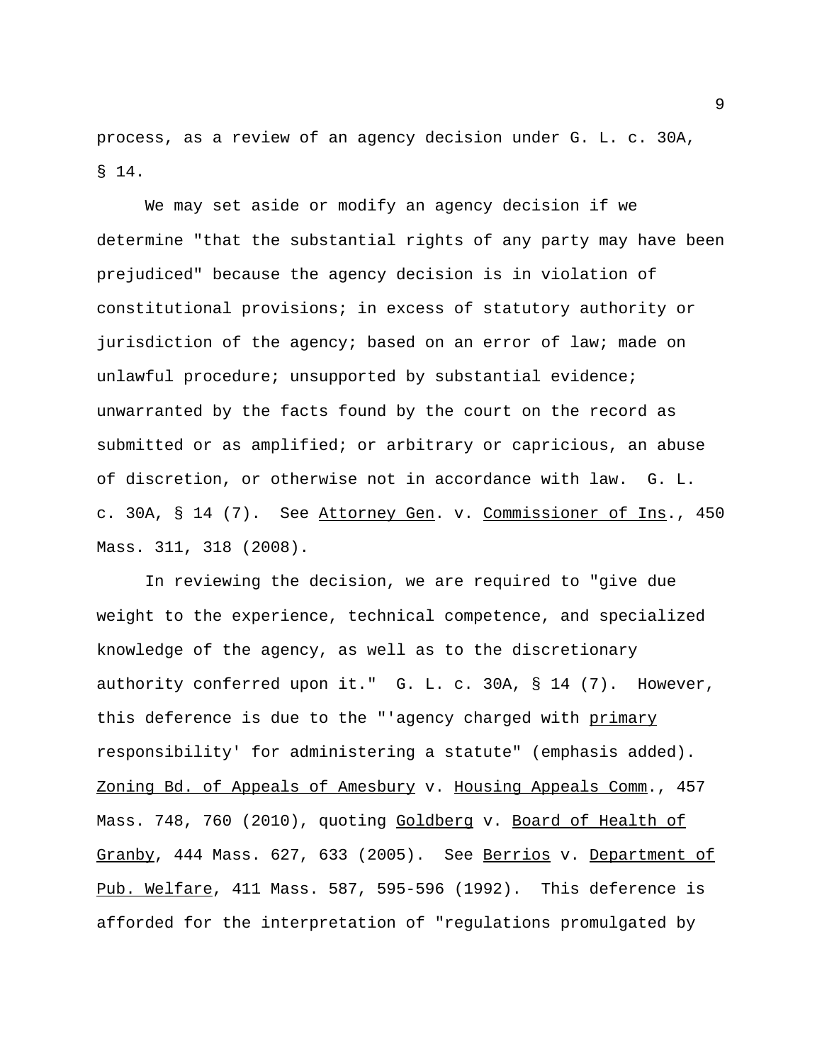process, as a review of an agency decision under G. L. c. 30A, § 14.

We may set aside or modify an agency decision if we determine "that the substantial rights of any party may have been prejudiced" because the agency decision is in violation of constitutional provisions; in excess of statutory authority or jurisdiction of the agency; based on an error of law; made on unlawful procedure; unsupported by substantial evidence; unwarranted by the facts found by the court on the record as submitted or as amplified; or arbitrary or capricious, an abuse of discretion, or otherwise not in accordance with law. G. L. c. 30A, § 14 (7). See Attorney Gen. v. Commissioner of Ins., 450 Mass. 311, 318 (2008).

In reviewing the decision, we are required to "give due weight to the experience, technical competence, and specialized knowledge of the agency, as well as to the discretionary authority conferred upon it." G. L. c. 30A, § 14 (7). However, this deference is due to the "'agency charged with primary responsibility' for administering a statute" (emphasis added). Zoning Bd. of Appeals of Amesbury v. Housing Appeals Comm., 457 Mass. 748, 760 (2010), quoting Goldberg v. Board of Health of Granby, 444 Mass. 627, 633 (2005). See Berrios v. Department of Pub. Welfare, 411 Mass. 587, 595-596 (1992). This deference is afforded for the interpretation of "regulations promulgated by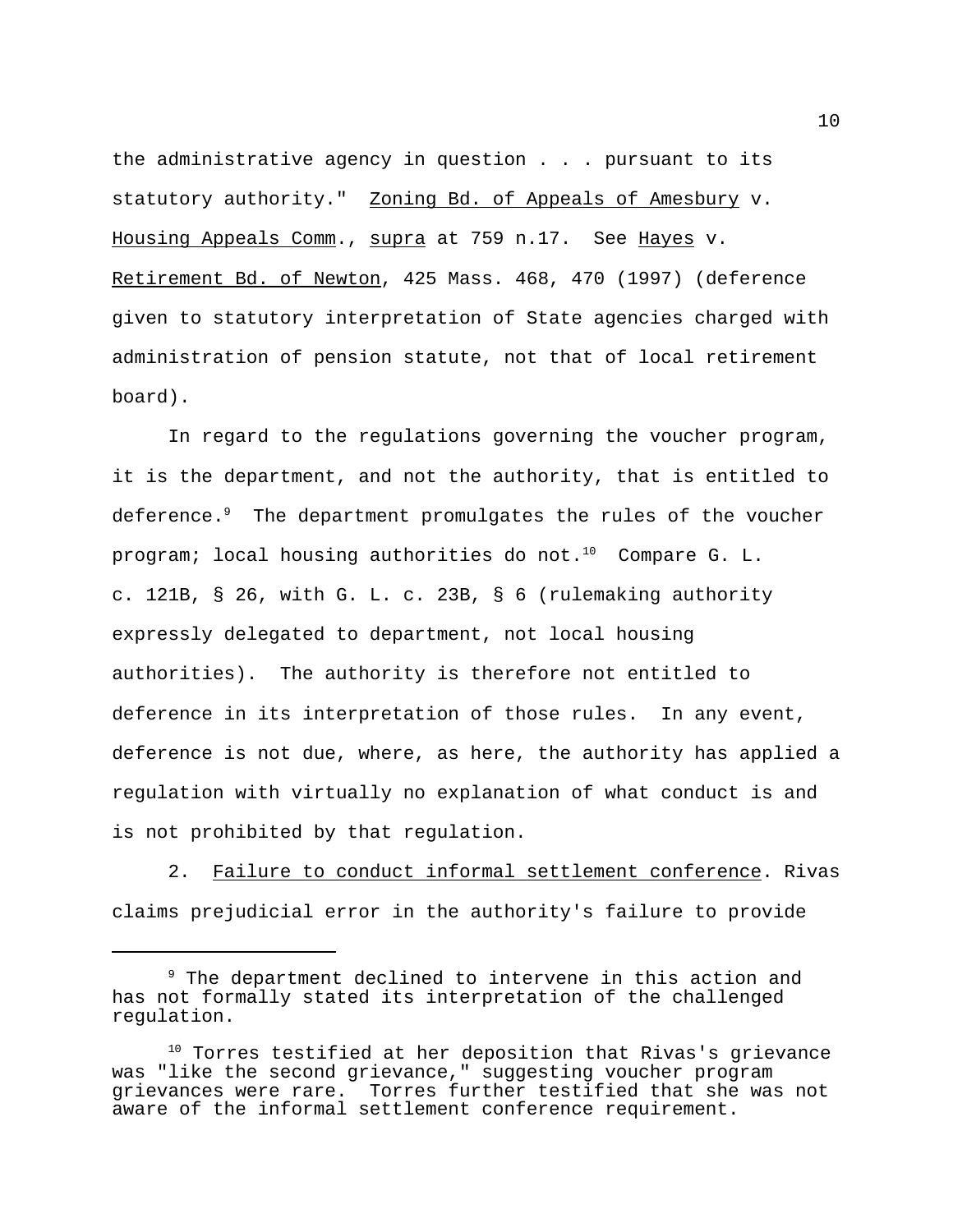the administrative agency in question . . . pursuant to its statutory authority." Zoning Bd. of Appeals of Amesbury v. Housing Appeals Comm., supra at 759 n.17. See Hayes v. Retirement Bd. of Newton, 425 Mass. 468, 470 (1997) (deference given to statutory interpretation of State agencies charged with administration of pension statute, not that of local retirement board).

In regard to the regulations governing the voucher program, it is the department, and not the authority, that is entitled to deference.[9] The department promulgates the rules of the voucher program; local housing authorities do not.[10] Compare G. L. c. 121B, § 26, with G. L. c. 23B, § 6 (rulemaking authority expressly delegated to department, not local housing authorities). The authority is therefore not entitled to deference in its interpretation of those rules. In any event, deference is not due, where, as here, the authority has applied a regulation with virtually no explanation of what conduct is and is not prohibited by that regulation.

2. Failure to conduct informal settlement conference. Rivas claims prejudicial error in the authority's failure to provide

---

[9] The department declined to intervene in this action and has not formally stated its interpretation of the challenged regulation.

[10] Torres testified at her deposition that Rivas's grievance was "like the second grievance," suggesting voucher program grievances were rare. Torres further testified that she was not aware of the informal settlement conference requirement.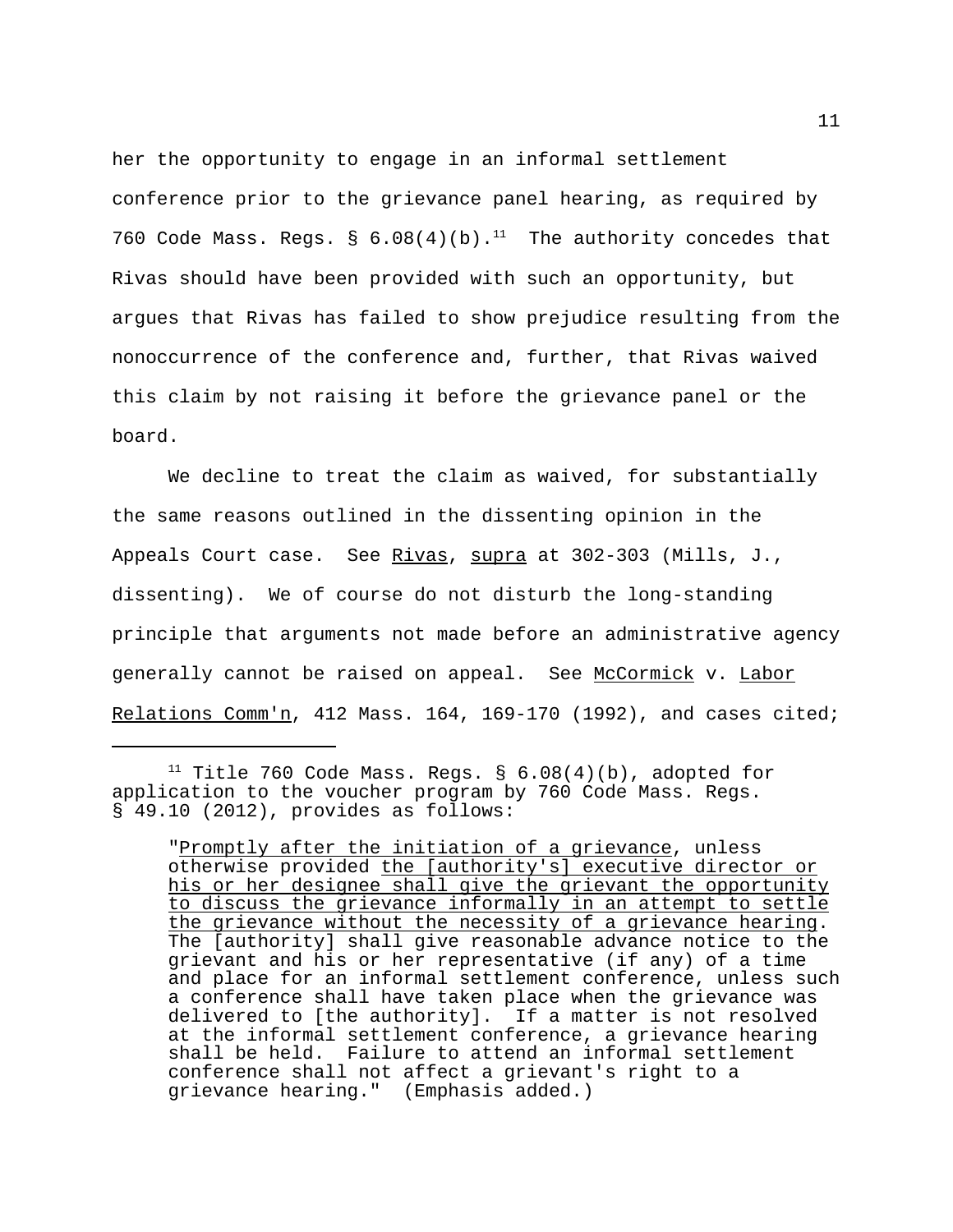her the opportunity to engage in an informal settlement conference prior to the grievance panel hearing, as required by 760 Code Mass. Regs. § 6.08(4)(b).[11] The authority concedes that Rivas should have been provided with such an opportunity, but argues that Rivas has failed to show prejudice resulting from the nonoccurrence of the conference and, further, that Rivas waived this claim by not raising it before the grievance panel or the board.

We decline to treat the claim as waived, for substantially the same reasons outlined in the dissenting opinion in the Appeals Court case. See Rivas, supra at 302-303 (Mills, J., dissenting). We of course do not disturb the long-standing principle that arguments not made before an administrative agency generally cannot be raised on appeal. See McCormick v. Labor Relations Comm'n, 412 Mass. 164, 169-170 (1992), and cases cited;

---

[11] Title 760 Code Mass. Regs. § 6.08(4)(b), adopted for application to the voucher program by 760 Code Mass. Regs. § 49.10 (2012), provides as follows:

> "Promptly after the initiation of a grievance, unless otherwise provided the [authority's] executive director or his or her designee shall give the grievant the opportunity to discuss the grievance informally in an attempt to settle the grievance without the necessity of a grievance hearing. The [authority] shall give reasonable advance notice to the grievant and his or her representative (if any) of a time and place for an informal settlement conference, unless such a conference shall have taken place when the grievance was delivered to [the authority]. If a matter is not resolved at the informal settlement conference, a grievance hearing shall be held. Failure to attend an informal settlement conference shall not affect a grievant's right to a grievance hearing." (Emphasis added.)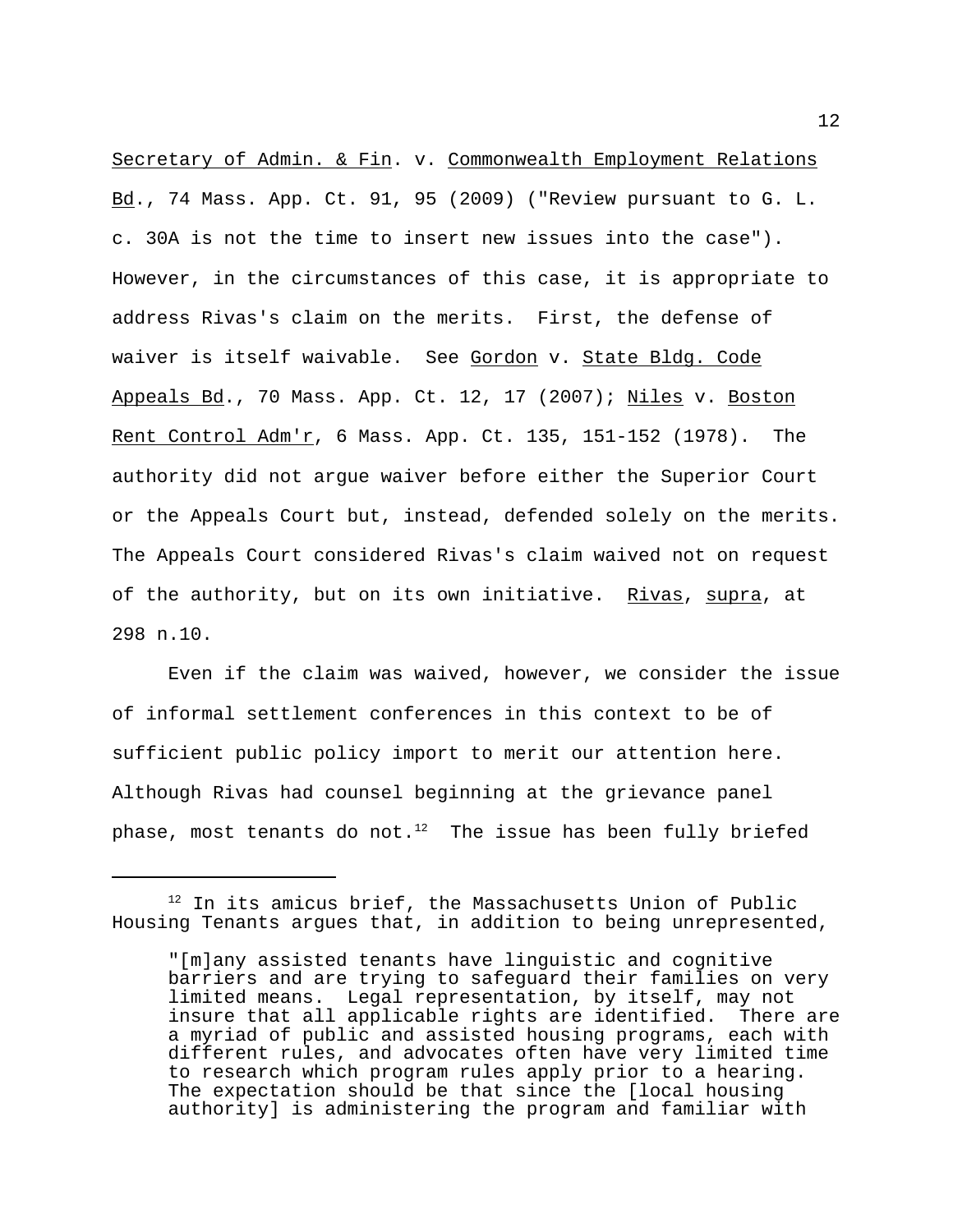Secretary of Admin. & Fin. v. Commonwealth Employment Relations Bd., 74 Mass. App. Ct. 91, 95 (2009) ("Review pursuant to G. L. c. 30A is not the time to insert new issues into the case"). However, in the circumstances of this case, it is appropriate to address Rivas's claim on the merits. First, the defense of waiver is itself waivable. See Gordon v. State Bldg. Code Appeals Bd., 70 Mass. App. Ct. 12, 17 (2007); Niles v. Boston Rent Control Adm'r, 6 Mass. App. Ct. 135, 151-152 (1978). The authority did not argue waiver before either the Superior Court or the Appeals Court but, instead, defended solely on the merits. The Appeals Court considered Rivas's claim waived not on request of the authority, but on its own initiative. Rivas, supra, at 298 n.10.

Even if the claim was waived, however, we consider the issue of informal settlement conferences in this context to be of sufficient public policy import to merit our attention here. Although Rivas had counsel beginning at the grievance panel phase, most tenants do not.[12] The issue has been fully briefed

---

[12] In its amicus brief, the Massachusetts Union of Public Housing Tenants argues that, in addition to being unrepresented,

> "[m]any assisted tenants have linguistic and cognitive barriers and are trying to safeguard their families on very limited means. Legal representation, by itself, may not insure that all applicable rights are identified. There are a myriad of public and assisted housing programs, each with different rules, and advocates often have very limited time to research which program rules apply prior to a hearing. The expectation should be that since the [local housing authority] is administering the program and familiar with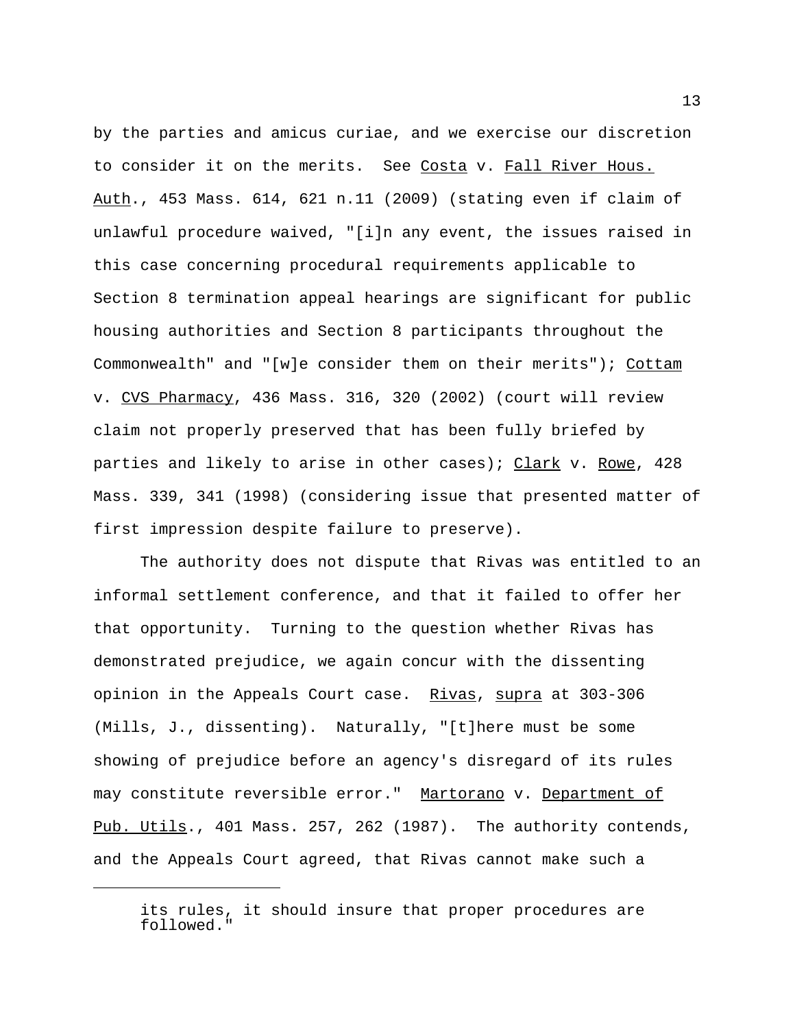by the parties and amicus curiae, and we exercise our discretion to consider it on the merits. See Costa v. Fall River Hous. Auth., 453 Mass. 614, 621 n.11 (2009) (stating even if claim of unlawful procedure waived, "[i]n any event, the issues raised in this case concerning procedural requirements applicable to Section 8 termination appeal hearings are significant for public housing authorities and Section 8 participants throughout the Commonwealth" and "[w]e consider them on their merits"); Cottam v. CVS Pharmacy, 436 Mass. 316, 320 (2002) (court will review claim not properly preserved that has been fully briefed by parties and likely to arise in other cases); Clark v. Rowe, 428 Mass. 339, 341 (1998) (considering issue that presented matter of first impression despite failure to preserve).

The authority does not dispute that Rivas was entitled to an informal settlement conference, and that it failed to offer her that opportunity. Turning to the question whether Rivas has demonstrated prejudice, we again concur with the dissenting opinion in the Appeals Court case. Rivas, supra at 303-306 (Mills, J., dissenting). Naturally, "[t]here must be some showing of prejudice before an agency's disregard of its rules may constitute reversible error." Martorano v. Department of Pub. Utils., 401 Mass. 257, 262 (1987). The authority contends, and the Appeals Court agreed, that Rivas cannot make such a

---

its rules, it should insure that proper procedures are followed."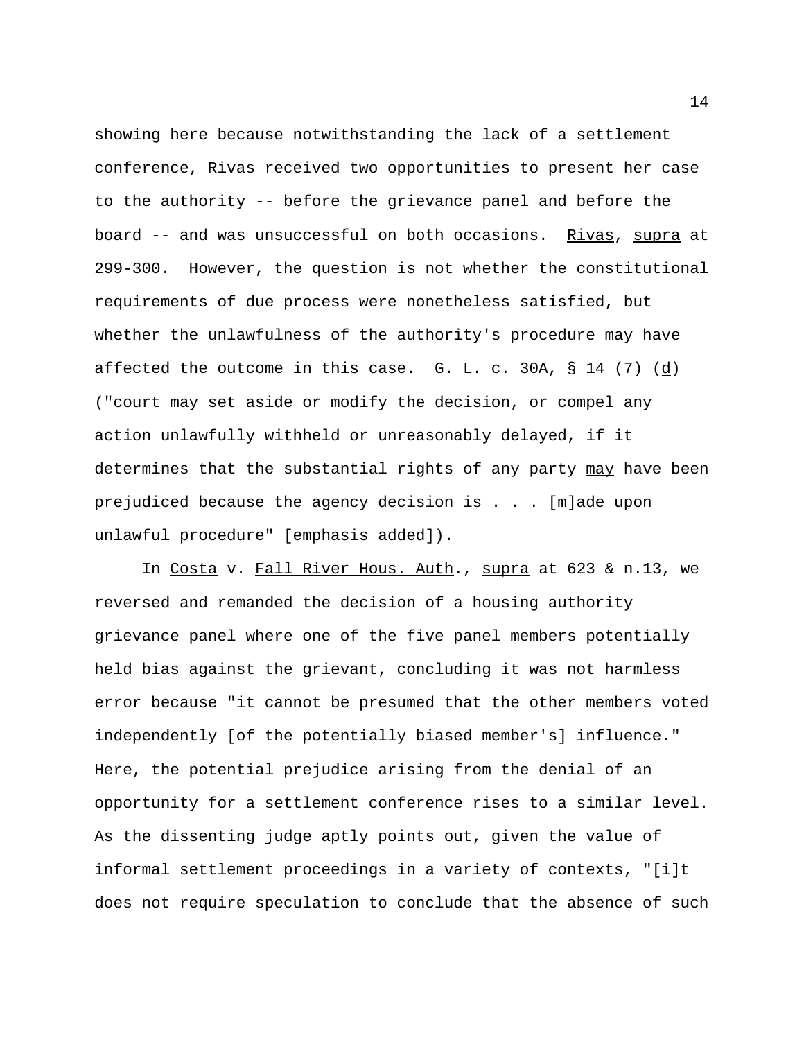showing here because notwithstanding the lack of a settlement conference, Rivas received two opportunities to present her case to the authority -- before the grievance panel and before the board -- and was unsuccessful on both occasions. Rivas, supra at 299-300. However, the question is not whether the constitutional requirements of due process were nonetheless satisfied, but whether the unlawfulness of the authority's procedure may have affected the outcome in this case. G. L. c. 30A, § 14 (7) (d) ("court may set aside or modify the decision, or compel any action unlawfully withheld or unreasonably delayed, if it determines that the substantial rights of any party may have been prejudiced because the agency decision is . . . [m]ade upon unlawful procedure" [emphasis added]).

In Costa v. Fall River Hous. Auth., supra at 623 & n.13, we reversed and remanded the decision of a housing authority grievance panel where one of the five panel members potentially held bias against the grievant, concluding it was not harmless error because "it cannot be presumed that the other members voted independently [of the potentially biased member's] influence." Here, the potential prejudice arising from the denial of an opportunity for a settlement conference rises to a similar level. As the dissenting judge aptly points out, given the value of informal settlement proceedings in a variety of contexts, "[i]t does not require speculation to conclude that the absence of such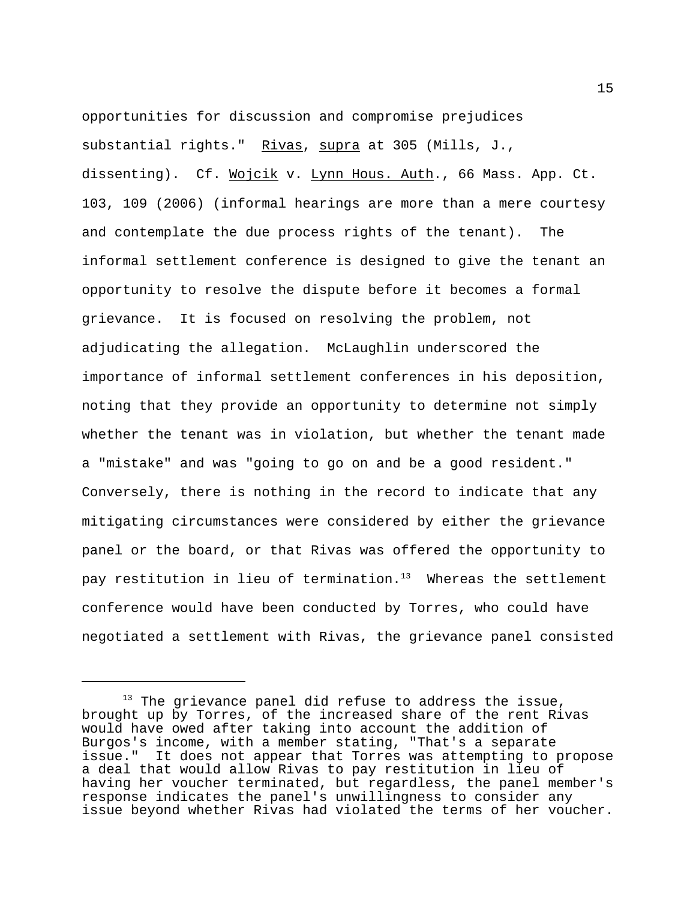opportunities for discussion and compromise prejudices substantial rights." Rivas, supra at 305 (Mills, J., dissenting). Cf. Wojcik v. Lynn Hous. Auth., 66 Mass. App. Ct. 103, 109 (2006) (informal hearings are more than a mere courtesy and contemplate the due process rights of the tenant). The informal settlement conference is designed to give the tenant an opportunity to resolve the dispute before it becomes a formal grievance. It is focused on resolving the problem, not adjudicating the allegation. McLaughlin underscored the importance of informal settlement conferences in his deposition, noting that they provide an opportunity to determine not simply whether the tenant was in violation, but whether the tenant made a "mistake" and was "going to go on and be a good resident." Conversely, there is nothing in the record to indicate that any mitigating circumstances were considered by either the grievance panel or the board, or that Rivas was offered the opportunity to pay restitution in lieu of termination.[13] Whereas the settlement conference would have been conducted by Torres, who could have negotiated a settlement with Rivas, the grievance panel consisted

---

[13] The grievance panel did refuse to address the issue, brought up by Torres, of the increased share of the rent Rivas would have owed after taking into account the addition of Burgos's income, with a member stating, "That's a separate issue." It does not appear that Torres was attempting to propose a deal that would allow Rivas to pay restitution in lieu of having her voucher terminated, but regardless, the panel member's response indicates the panel's unwillingness to consider any issue beyond whether Rivas had violated the terms of her voucher.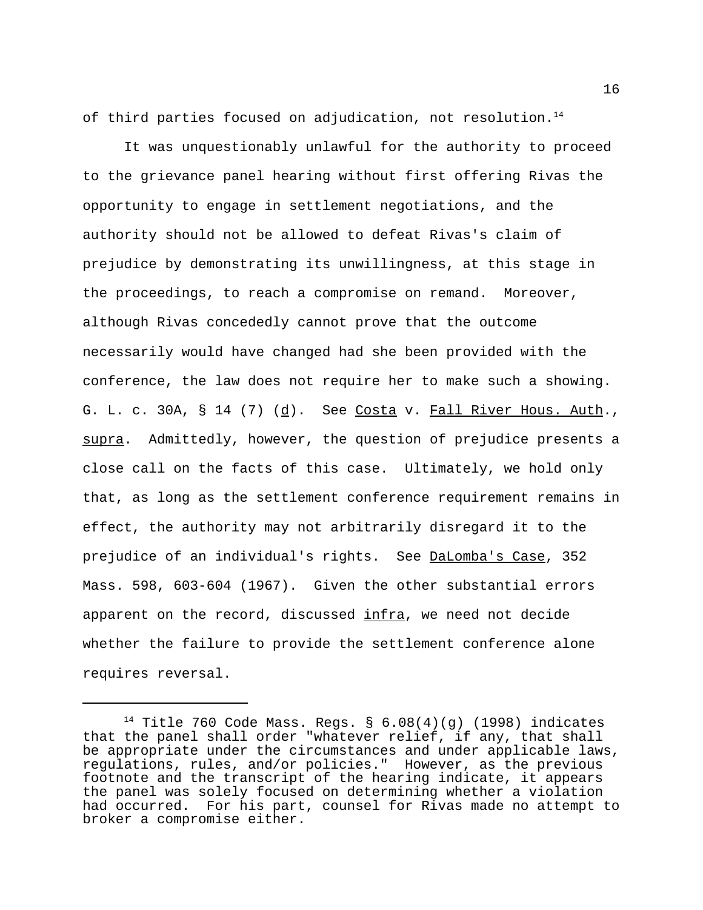of third parties focused on adjudication, not resolution.[14]

It was unquestionably unlawful for the authority to proceed to the grievance panel hearing without first offering Rivas the opportunity to engage in settlement negotiations, and the authority should not be allowed to defeat Rivas's claim of prejudice by demonstrating its unwillingness, at this stage in the proceedings, to reach a compromise on remand. Moreover, although Rivas concededly cannot prove that the outcome necessarily would have changed had she been provided with the conference, the law does not require her to make such a showing. G. L. c. 30A, § 14 (7) (d). See Costa v. Fall River Hous. Auth., supra. Admittedly, however, the question of prejudice presents a close call on the facts of this case. Ultimately, we hold only that, as long as the settlement conference requirement remains in effect, the authority may not arbitrarily disregard it to the prejudice of an individual's rights. See DaLomba's Case, 352 Mass. 598, 603-604 (1967). Given the other substantial errors apparent on the record, discussed infra, we need not decide whether the failure to provide the settlement conference alone requires reversal.

---

[14] Title 760 Code Mass. Regs. § 6.08(4)(g) (1998) indicates that the panel shall order "whatever relief, if any, that shall be appropriate under the circumstances and under applicable laws, regulations, rules, and/or policies." However, as the previous footnote and the transcript of the hearing indicate, it appears the panel was solely focused on determining whether a violation had occurred. For his part, counsel for Rivas made no attempt to broker a compromise either.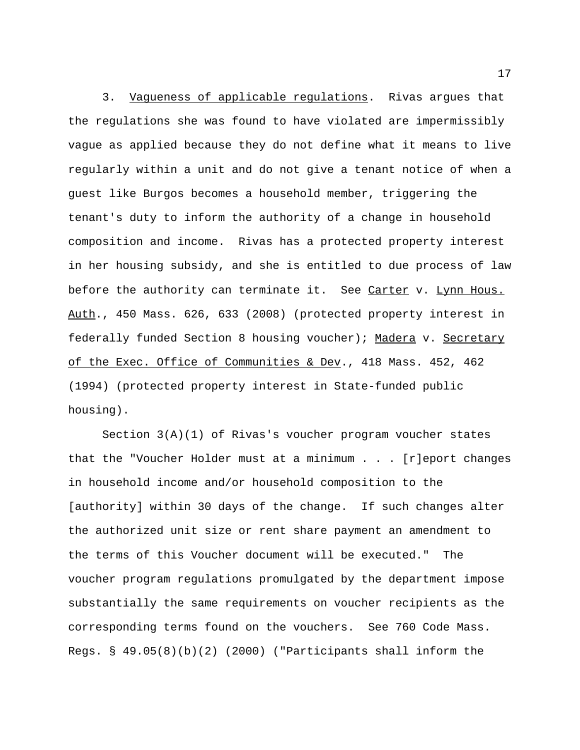3. Vagueness of applicable regulations. Rivas argues that the regulations she was found to have violated are impermissibly vague as applied because they do not define what it means to live regularly within a unit and do not give a tenant notice of when a guest like Burgos becomes a household member, triggering the tenant's duty to inform the authority of a change in household composition and income. Rivas has a protected property interest in her housing subsidy, and she is entitled to due process of law before the authority can terminate it. See Carter v. Lynn Hous. Auth., 450 Mass. 626, 633 (2008) (protected property interest in federally funded Section 8 housing voucher); Madera v. Secretary of the Exec. Office of Communities & Dev., 418 Mass. 452, 462 (1994) (protected property interest in State-funded public housing).

Section 3(A)(1) of Rivas's voucher program voucher states that the "Voucher Holder must at a minimum . . . [r]eport changes in household income and/or household composition to the [authority] within 30 days of the change. If such changes alter the authorized unit size or rent share payment an amendment to the terms of this Voucher document will be executed." The voucher program regulations promulgated by the department impose substantially the same requirements on voucher recipients as the corresponding terms found on the vouchers. See 760 Code Mass. Regs. § 49.05(8)(b)(2) (2000) ("Participants shall inform the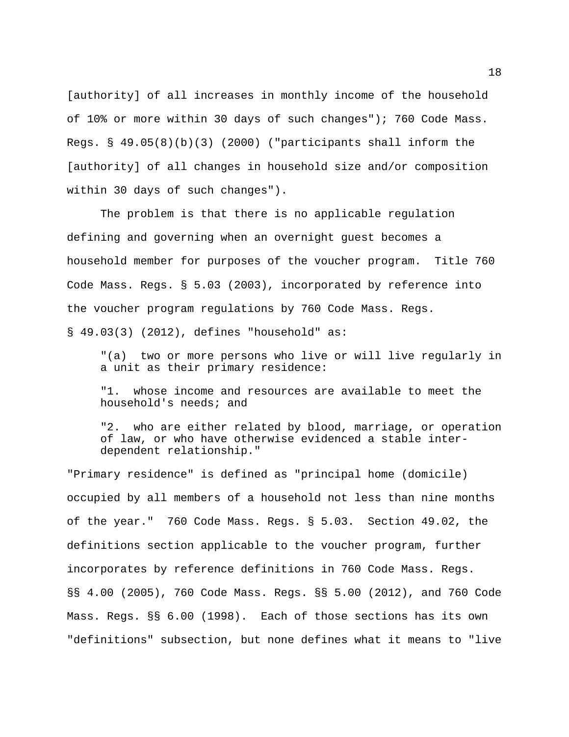[authority] of all increases in monthly income of the household of 10% or more within 30 days of such changes"); 760 Code Mass. Regs. § 49.05(8)(b)(3) (2000) ("participants shall inform the [authority] of all changes in household size and/or composition within 30 days of such changes").

The problem is that there is no applicable regulation defining and governing when an overnight guest becomes a household member for purposes of the voucher program. Title 760 Code Mass. Regs. § 5.03 (2003), incorporated by reference into the voucher program regulations by 760 Code Mass. Regs. § 49.03(3) (2012), defines "household" as:

> "(a) two or more persons who live or will live regularly in a unit as their primary residence:
>
> "1. whose income and resources are available to meet the household's needs; and
>
> "2. who are either related by blood, marriage, or operation of law, or who have otherwise evidenced a stable inter-dependent relationship."

"Primary residence" is defined as "principal home (domicile) occupied by all members of a household not less than nine months of the year." 760 Code Mass. Regs. § 5.03. Section 49.02, the definitions section applicable to the voucher program, further incorporates by reference definitions in 760 Code Mass. Regs. §§ 4.00 (2005), 760 Code Mass. Regs. §§ 5.00 (2012), and 760 Code Mass. Regs. §§ 6.00 (1998). Each of those sections has its own "definitions" subsection, but none defines what it means to "live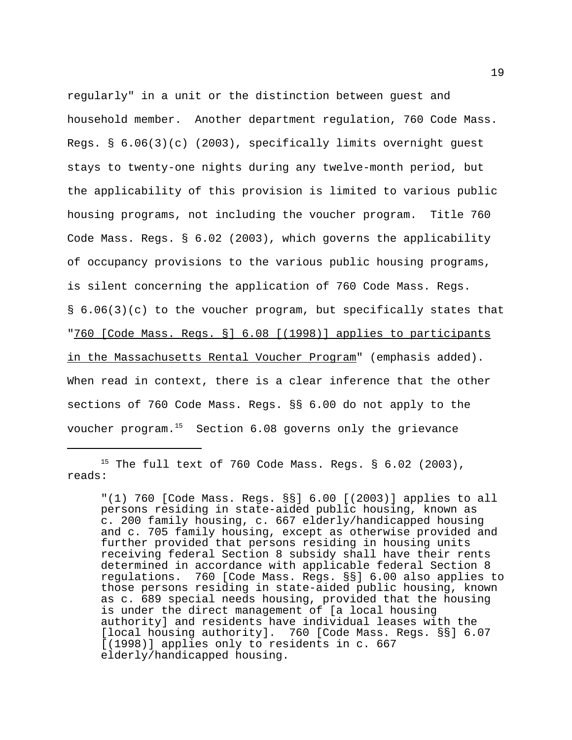regularly" in a unit or the distinction between guest and household member. Another department regulation, 760 Code Mass. Regs. § 6.06(3)(c) (2003), specifically limits overnight guest stays to twenty-one nights during any twelve-month period, but the applicability of this provision is limited to various public housing programs, not including the voucher program. Title 760 Code Mass. Regs. § 6.02 (2003), which governs the applicability of occupancy provisions to the various public housing programs, is silent concerning the application of 760 Code Mass. Regs. § 6.06(3)(c) to the voucher program, but specifically states that "760 [Code Mass. Regs. §] 6.08 [(1998)] applies to participants in the Massachusetts Rental Voucher Program" (emphasis added). When read in context, there is a clear inference that the other sections of 760 Code Mass. Regs. §§ 6.00 do not apply to the voucher program.[15] Section 6.08 governs only the grievance

---

[15] The full text of 760 Code Mass. Regs. § 6.02 (2003), reads:

> "(1) 760 [Code Mass. Regs. §§] 6.00 [(2003)] applies to all persons residing in state-aided public housing, known as c. 200 family housing, c. 667 elderly/handicapped housing and c. 705 family housing, except as otherwise provided and further provided that persons residing in housing units receiving federal Section 8 subsidy shall have their rents determined in accordance with applicable federal Section 8 regulations. 760 [Code Mass. Regs. §§] 6.00 also applies to those persons residing in state-aided public housing, known as c. 689 special needs housing, provided that the housing is under the direct management of [a local housing authority] and residents have individual leases with the [local housing authority]. 760 [Code Mass. Regs. §§] 6.07 [(1998)] applies only to residents in c. 667 elderly/handicapped housing.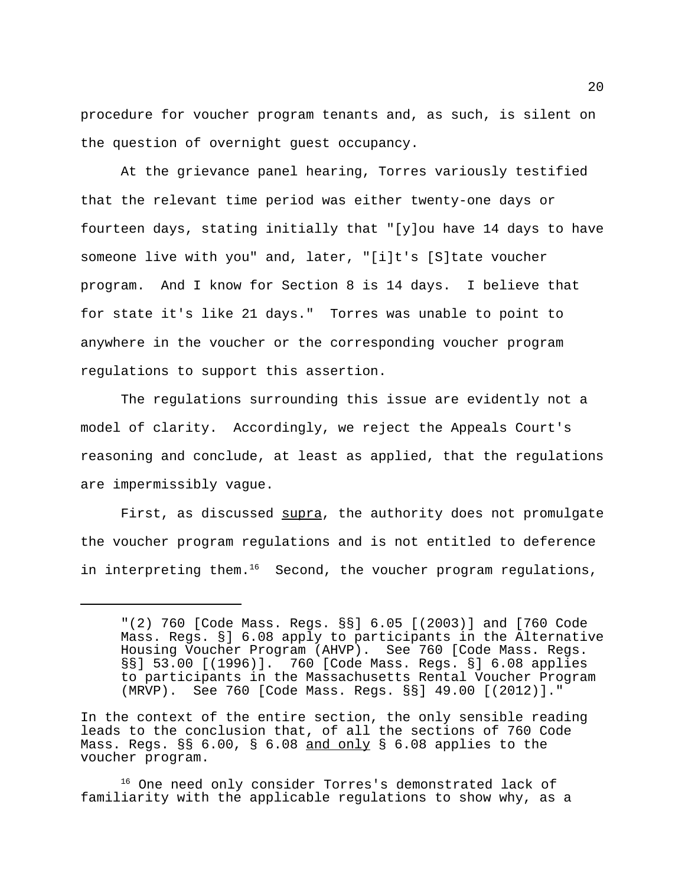procedure for voucher program tenants and, as such, is silent on the question of overnight guest occupancy.

At the grievance panel hearing, Torres variously testified that the relevant time period was either twenty-one days or fourteen days, stating initially that "[y]ou have 14 days to have someone live with you" and, later, "[i]t's [S]tate voucher program. And I know for Section 8 is 14 days. I believe that for state it's like 21 days." Torres was unable to point to anywhere in the voucher or the corresponding voucher program regulations to support this assertion.

The regulations surrounding this issue are evidently not a model of clarity. Accordingly, we reject the Appeals Court's reasoning and conclude, at least as applied, that the regulations are impermissibly vague.

First, as discussed supra, the authority does not promulgate the voucher program regulations and is not entitled to deference in interpreting them.[16] Second, the voucher program regulations,

---

"(2) 760 [Code Mass. Regs. §§] 6.05 [(2003)] and [760 Code Mass. Regs. §] 6.08 apply to participants in the Alternative Housing Voucher Program (AHVP). See 760 [Code Mass. Regs. §§] 53.00 [(1996)]. 760 [Code Mass. Regs. §] 6.08 applies to participants in the Massachusetts Rental Voucher Program (MRVP). See 760 [Code Mass. Regs. §§] 49.00 [(2012)]."

In the context of the entire section, the only sensible reading leads to the conclusion that, of all the sections of 760 Code Mass. Regs. §§ 6.00, § 6.08 and only § 6.08 applies to the voucher program.

[16] One need only consider Torres's demonstrated lack of familiarity with the applicable regulations to show why, as a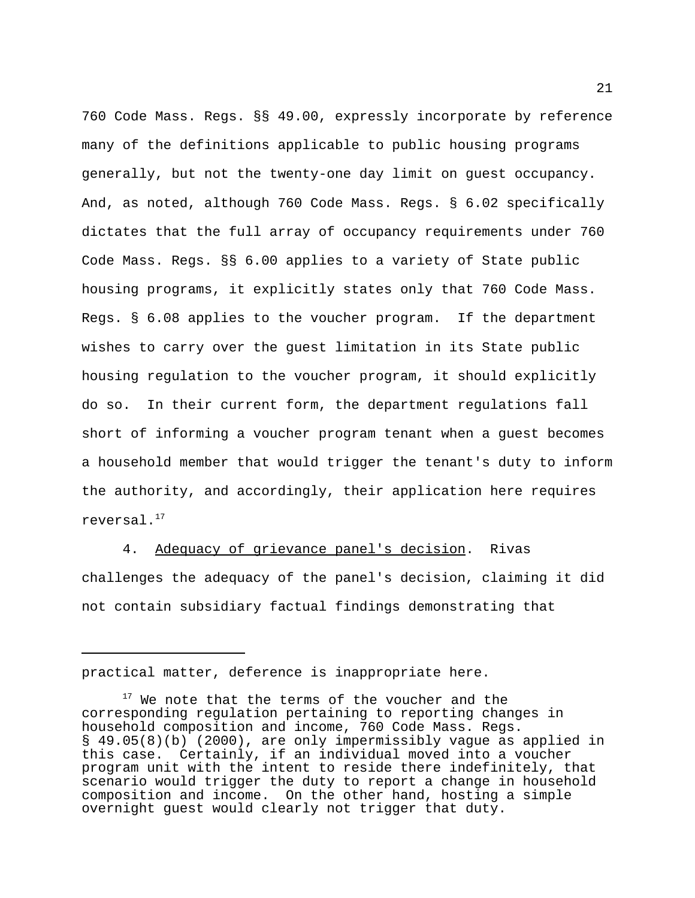760 Code Mass. Regs. §§ 49.00, expressly incorporate by reference many of the definitions applicable to public housing programs generally, but not the twenty-one day limit on guest occupancy. And, as noted, although 760 Code Mass. Regs. § 6.02 specifically dictates that the full array of occupancy requirements under 760 Code Mass. Regs. §§ 6.00 applies to a variety of State public housing programs, it explicitly states only that 760 Code Mass. Regs. § 6.08 applies to the voucher program. If the department wishes to carry over the guest limitation in its State public housing regulation to the voucher program, it should explicitly do so. In their current form, the department regulations fall short of informing a voucher program tenant when a guest becomes a household member that would trigger the tenant's duty to inform the authority, and accordingly, their application here requires reversal.[17]

4. Adequacy of grievance panel's decision. Rivas challenges the adequacy of the panel's decision, claiming it did not contain subsidiary factual findings demonstrating that

---

practical matter, deference is inappropriate here.

[17] We note that the terms of the voucher and the corresponding regulation pertaining to reporting changes in household composition and income, 760 Code Mass. Regs. § 49.05(8)(b) (2000), are only impermissibly vague as applied in this case. Certainly, if an individual moved into a voucher program unit with the intent to reside there indefinitely, that scenario would trigger the duty to report a change in household composition and income. On the other hand, hosting a simple overnight guest would clearly not trigger that duty.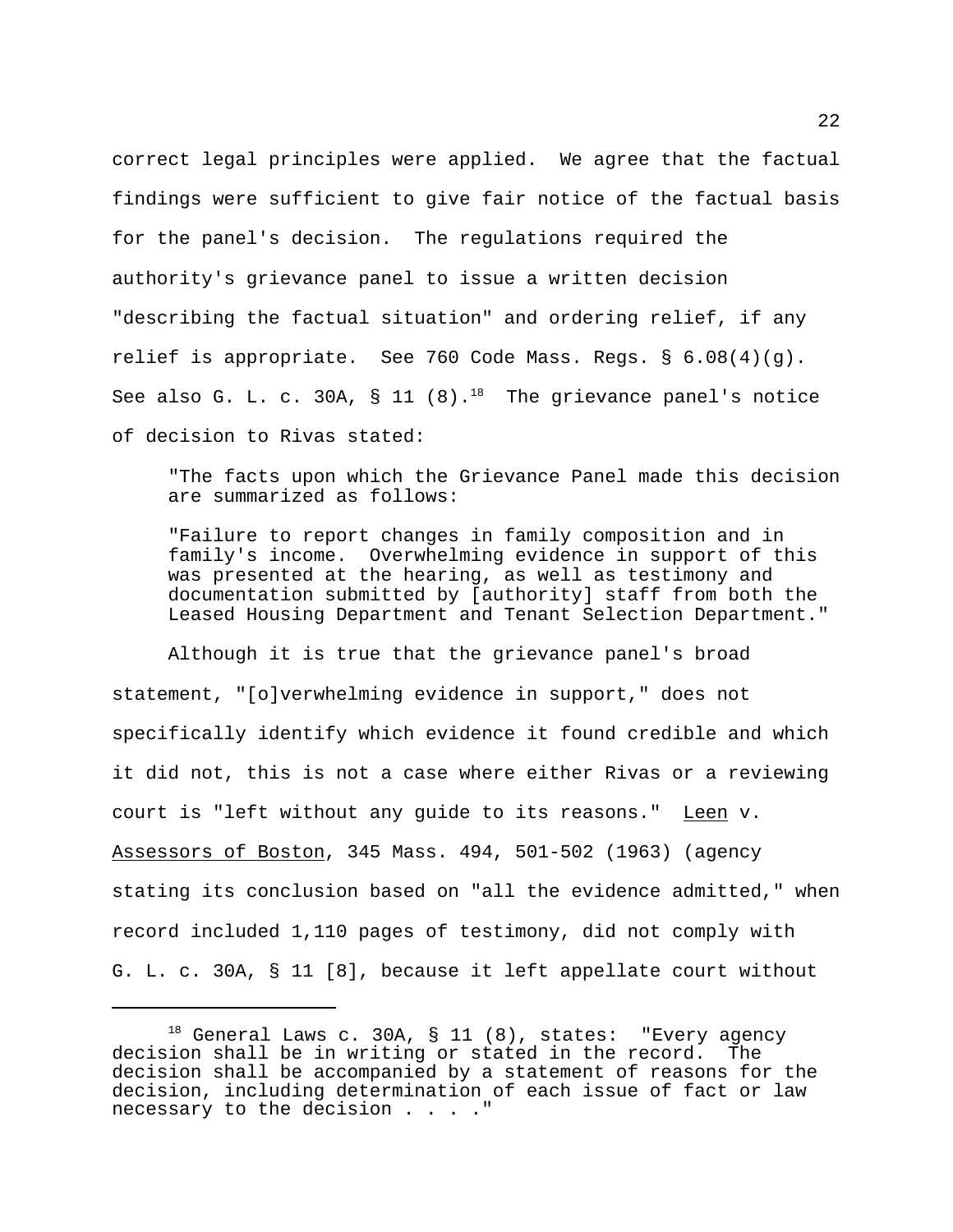correct legal principles were applied. We agree that the factual findings were sufficient to give fair notice of the factual basis for the panel's decision. The regulations required the authority's grievance panel to issue a written decision "describing the factual situation" and ordering relief, if any relief is appropriate. See 760 Code Mass. Regs. § 6.08(4)(g). See also G. L. c. 30A, § 11 (8).[18] The grievance panel's notice of decision to Rivas stated:

> "The facts upon which the Grievance Panel made this decision are summarized as follows:
>
> "Failure to report changes in family composition and in family's income. Overwhelming evidence in support of this was presented at the hearing, as well as testimony and documentation submitted by [authority] staff from both the Leased Housing Department and Tenant Selection Department."

Although it is true that the grievance panel's broad statement, "[o]verwhelming evidence in support," does not specifically identify which evidence it found credible and which it did not, this is not a case where either Rivas or a reviewing court is "left without any guide to its reasons." Leen v. Assessors of Boston, 345 Mass. 494, 501-502 (1963) (agency stating its conclusion based on "all the evidence admitted," when record included 1,110 pages of testimony, did not comply with G. L. c. 30A, § 11 [8], because it left appellate court without

---

[18] General Laws c. 30A, § 11 (8), states: "Every agency decision shall be in writing or stated in the record. The decision shall be accompanied by a statement of reasons for the decision, including determination of each issue of fact or law necessary to the decision . . . ."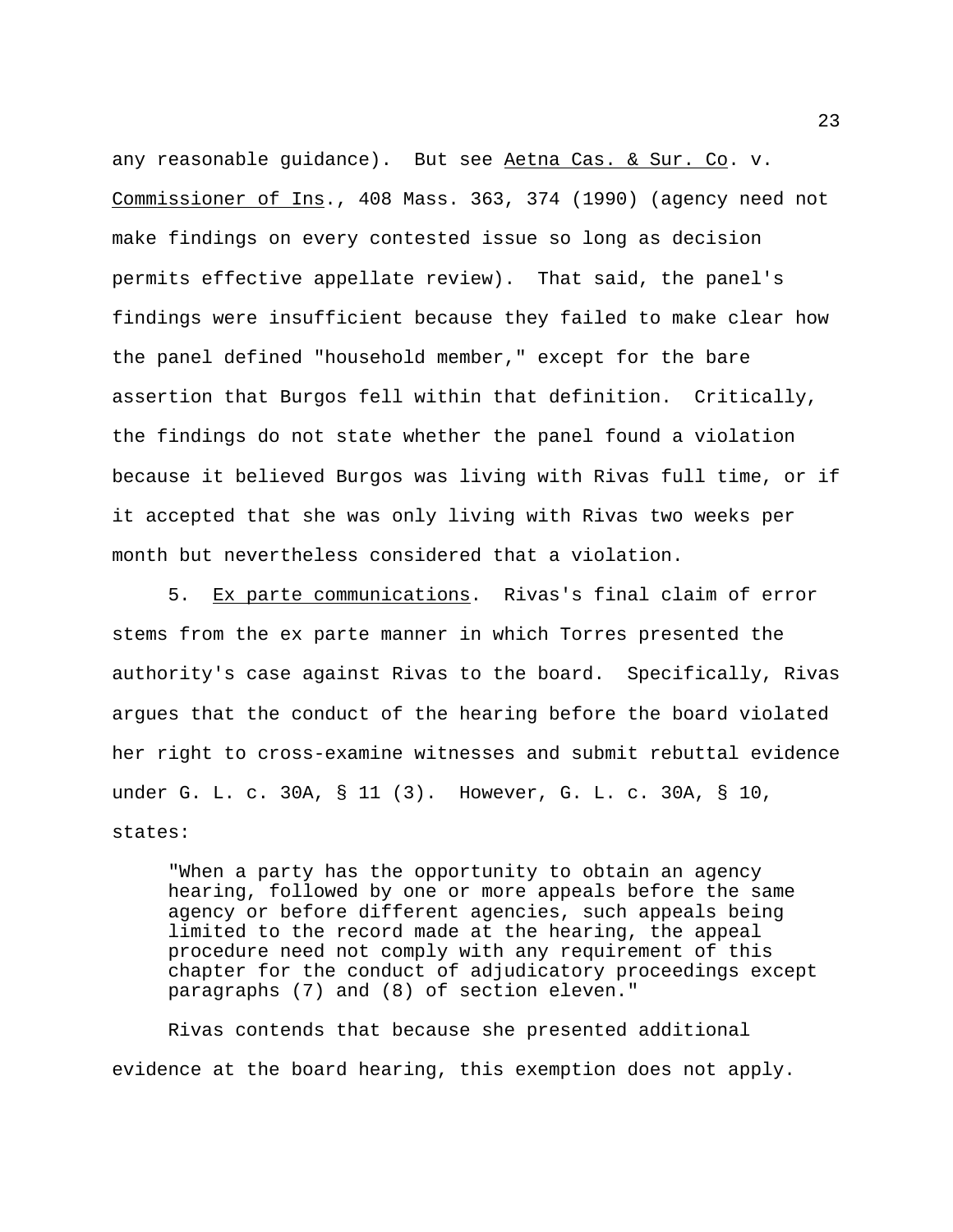any reasonable guidance). But see Aetna Cas. & Sur. Co. v. Commissioner of Ins., 408 Mass. 363, 374 (1990) (agency need not make findings on every contested issue so long as decision permits effective appellate review). That said, the panel's findings were insufficient because they failed to make clear how the panel defined "household member," except for the bare assertion that Burgos fell within that definition. Critically, the findings do not state whether the panel found a violation because it believed Burgos was living with Rivas full time, or if it accepted that she was only living with Rivas two weeks per month but nevertheless considered that a violation.

5. Ex parte communications. Rivas's final claim of error stems from the ex parte manner in which Torres presented the authority's case against Rivas to the board. Specifically, Rivas argues that the conduct of the hearing before the board violated her right to cross-examine witnesses and submit rebuttal evidence under G. L. c. 30A, § 11 (3). However, G. L. c. 30A, § 10, states:

> "When a party has the opportunity to obtain an agency hearing, followed by one or more appeals before the same agency or before different agencies, such appeals being limited to the record made at the hearing, the appeal procedure need not comply with any requirement of this chapter for the conduct of adjudicatory proceedings except paragraphs (7) and (8) of section eleven."

Rivas contends that because she presented additional evidence at the board hearing, this exemption does not apply.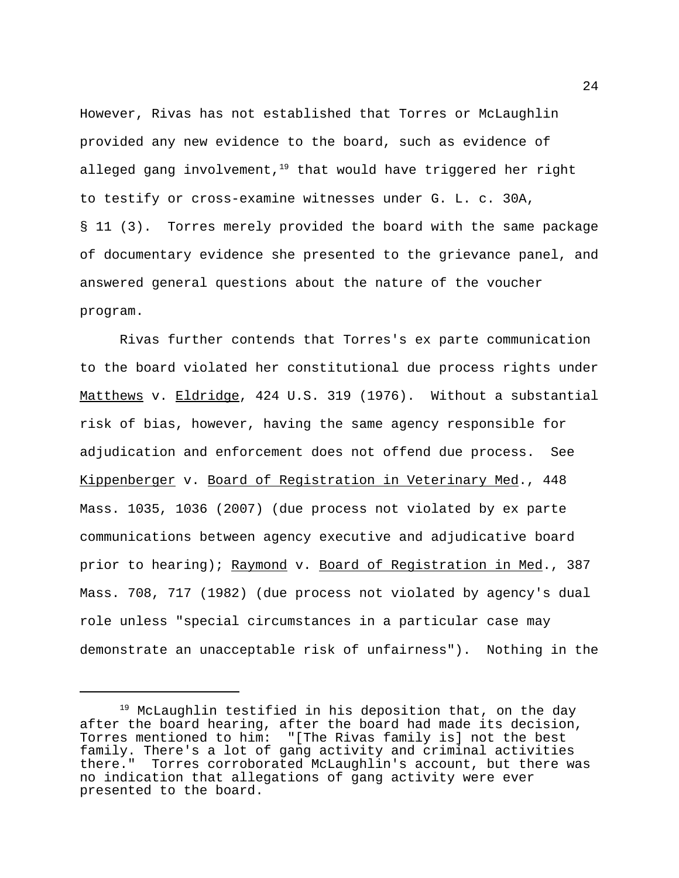However, Rivas has not established that Torres or McLaughlin provided any new evidence to the board, such as evidence of alleged gang involvement,[19] that would have triggered her right to testify or cross-examine witnesses under G. L. c. 30A, § 11 (3). Torres merely provided the board with the same package of documentary evidence she presented to the grievance panel, and answered general questions about the nature of the voucher program.

Rivas further contends that Torres's ex parte communication to the board violated her constitutional due process rights under Matthews v. Eldridge, 424 U.S. 319 (1976). Without a substantial risk of bias, however, having the same agency responsible for adjudication and enforcement does not offend due process. See Kippenberger v. Board of Registration in Veterinary Med., 448 Mass. 1035, 1036 (2007) (due process not violated by ex parte communications between agency executive and adjudicative board prior to hearing); Raymond v. Board of Registration in Med., 387 Mass. 708, 717 (1982) (due process not violated by agency's dual role unless "special circumstances in a particular case may demonstrate an unacceptable risk of unfairness"). Nothing in the

---

[19] McLaughlin testified in his deposition that, on the day after the board hearing, after the board had made its decision, Torres mentioned to him: "[The Rivas family is] not the best family. There's a lot of gang activity and criminal activities there." Torres corroborated McLaughlin's account, but there was no indication that allegations of gang activity were ever presented to the board.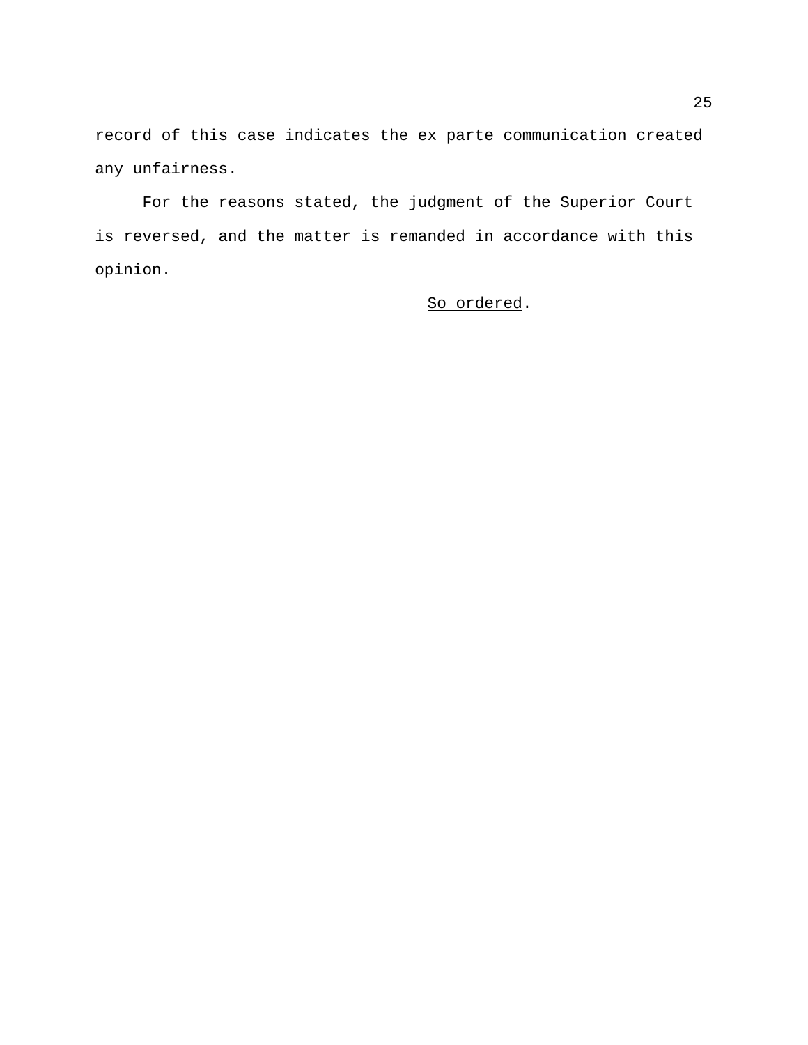record of this case indicates the ex parte communication created any unfairness.

For the reasons stated, the judgment of the Superior Court is reversed, and the matter is remanded in accordance with this opinion.

So ordered.